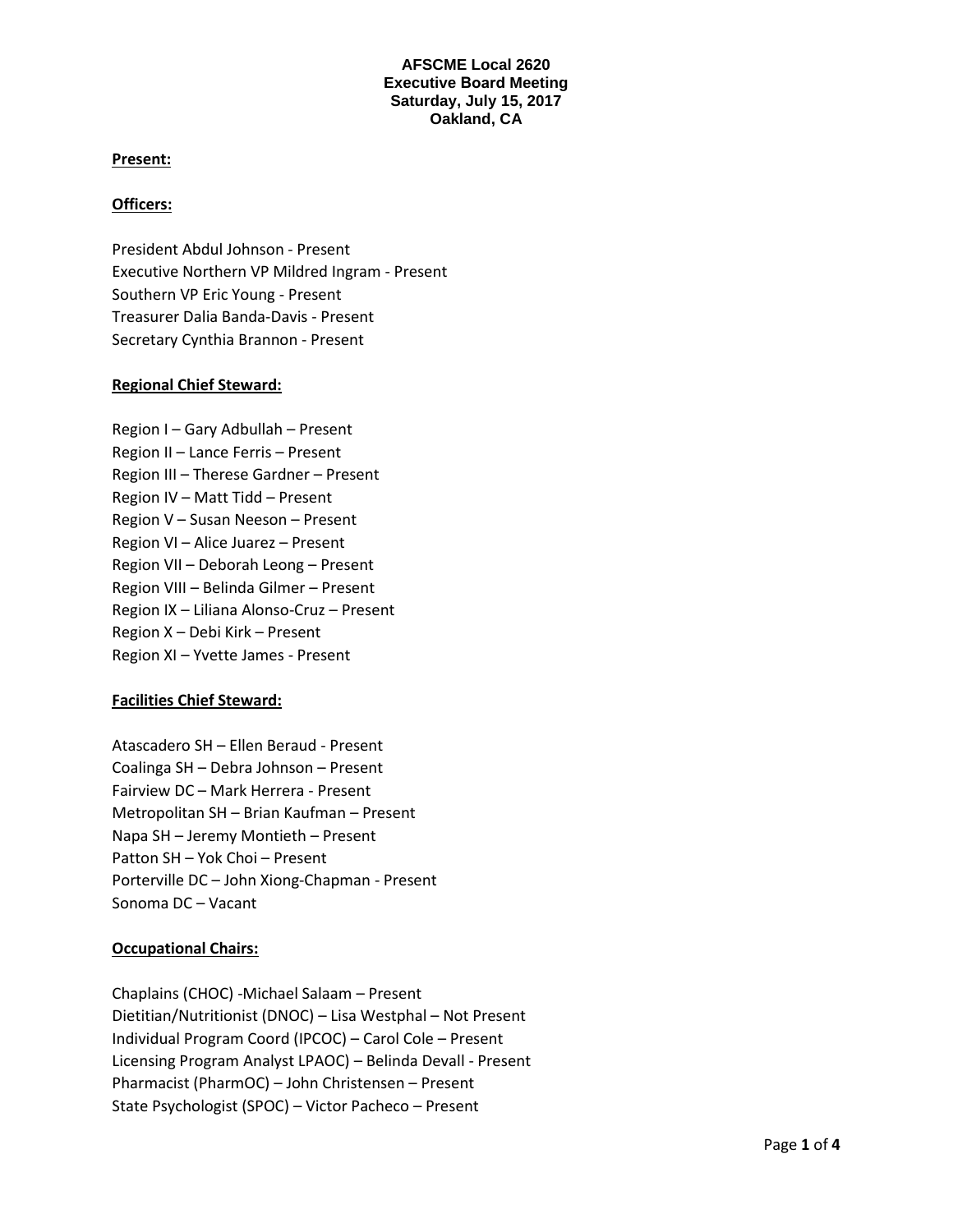# AFSCME Local 2620
## Executive Board Meeting
### Saturday, July 15, 2017
### Oakland, CA

**Present:**

**Officers:**

President Abdul Johnson - Present
Executive Northern VP Mildred Ingram - Present
Southern VP Eric Young - Present
Treasurer Dalia Banda-Davis - Present
Secretary Cynthia Brannon - Present

**Regional Chief Steward:**

Region I – Gary Adbullah – Present
Region II – Lance Ferris – Present
Region III – Therese Gardner – Present
Region IV – Matt Tidd – Present
Region V – Susan Neeson – Present
Region VI – Alice Juarez – Present
Region VII – Deborah Leong – Present
Region VIII – Belinda Gilmer – Present
Region IX – Liliana Alonso-Cruz – Present
Region X – Debi Kirk – Present
Region XI – Yvette James - Present

**Facilities Chief Steward:**

Atascadero SH – Ellen Beraud - Present
Coalinga SH – Debra Johnson – Present
Fairview DC – Mark Herrera - Present
Metropolitan SH – Brian Kaufman – Present
Napa SH – Jeremy Montieth – Present
Patton SH – Yok Choi – Present
Porterville DC – John Xiong-Chapman - Present
Sonoma DC – Vacant

**Occupational Chairs:**

Chaplains (CHOC) -Michael Salaam – Present
Dietitian/Nutritionist (DNOC) – Lisa Westphal – Not Present
Individual Program Coord (IPCOC) – Carol Cole – Present
Licensing Program Analyst LPAOC) – Belinda Devall - Present
Pharmacist (PharmOC) – John Christensen – Present
State Psychologist (SPOC) – Victor Pacheco – Present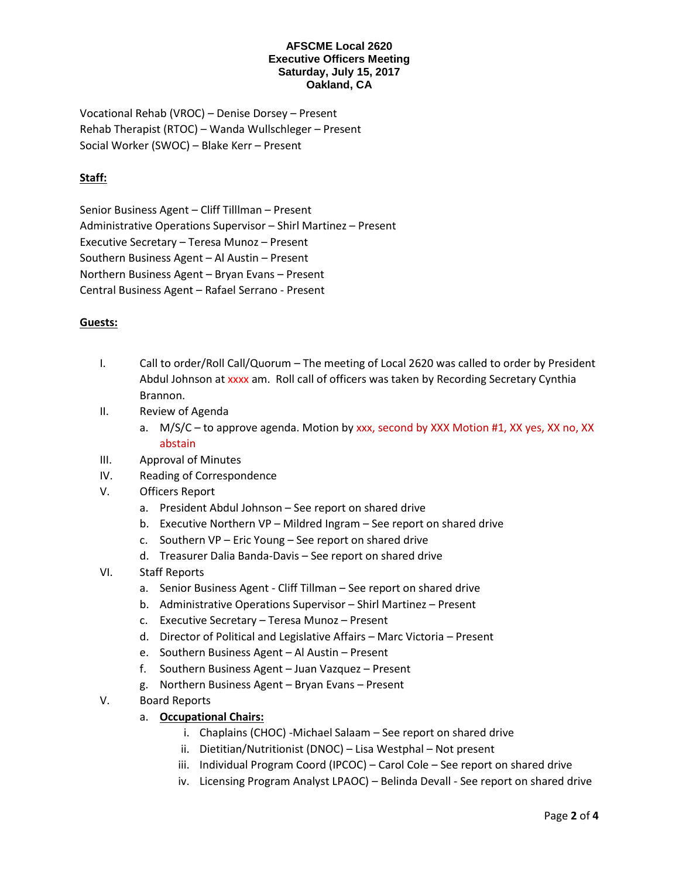**AFSCME Local 2620**
**Executive Officers Meeting**
**Saturday, July 15, 2017**
**Oakland, CA**

Vocational Rehab (VROC) – Denise Dorsey – Present
Rehab Therapist (RTOC) – Wanda Wullschleger – Present
Social Worker (SWOC) – Blake Kerr – Present

**Staff:**

Senior Business Agent – Cliff Tilllman – Present
Administrative Operations Supervisor – Shirl Martinez – Present
Executive Secretary – Teresa Munoz – Present
Southern Business Agent – Al Austin – Present
Northern Business Agent – Bryan Evans – Present
Central Business Agent – Rafael Serrano - Present

**Guests:**

I. Call to order/Roll Call/Quorum – The meeting of Local 2620 was called to order by President Abdul Johnson at xxxx am. Roll call of officers was taken by Recording Secretary Cynthia Brannon.

II. Review of Agenda
   a. M/S/C – to approve agenda. Motion by xxx, second by XXX Motion #1, XX yes, XX no, XX abstain

III. Approval of Minutes

IV. Reading of Correspondence

V. Officers Report
   a. President Abdul Johnson – See report on shared drive
   b. Executive Northern VP – Mildred Ingram – See report on shared drive
   c. Southern VP – Eric Young – See report on shared drive
   d. Treasurer Dalia Banda-Davis – See report on shared drive

VI. Staff Reports
   a. Senior Business Agent - Cliff Tillman – See report on shared drive
   b. Administrative Operations Supervisor – Shirl Martinez – Present
   c. Executive Secretary – Teresa Munoz – Present
   d. Director of Political and Legislative Affairs – Marc Victoria – Present
   e. Southern Business Agent – Al Austin – Present
   f. Southern Business Agent – Juan Vazquez – Present
   g. Northern Business Agent – Bryan Evans – Present

V. Board Reports
   a. **Occupational Chairs:**
      i. Chaplains (CHOC) -Michael Salaam – See report on shared drive
      ii. Dietitian/Nutritionist (DNOC) – Lisa Westphal – Not present
      iii. Individual Program Coord (IPCOC) – Carol Cole – See report on shared drive
      iv. Licensing Program Analyst LPAOC) – Belinda Devall - See report on shared drive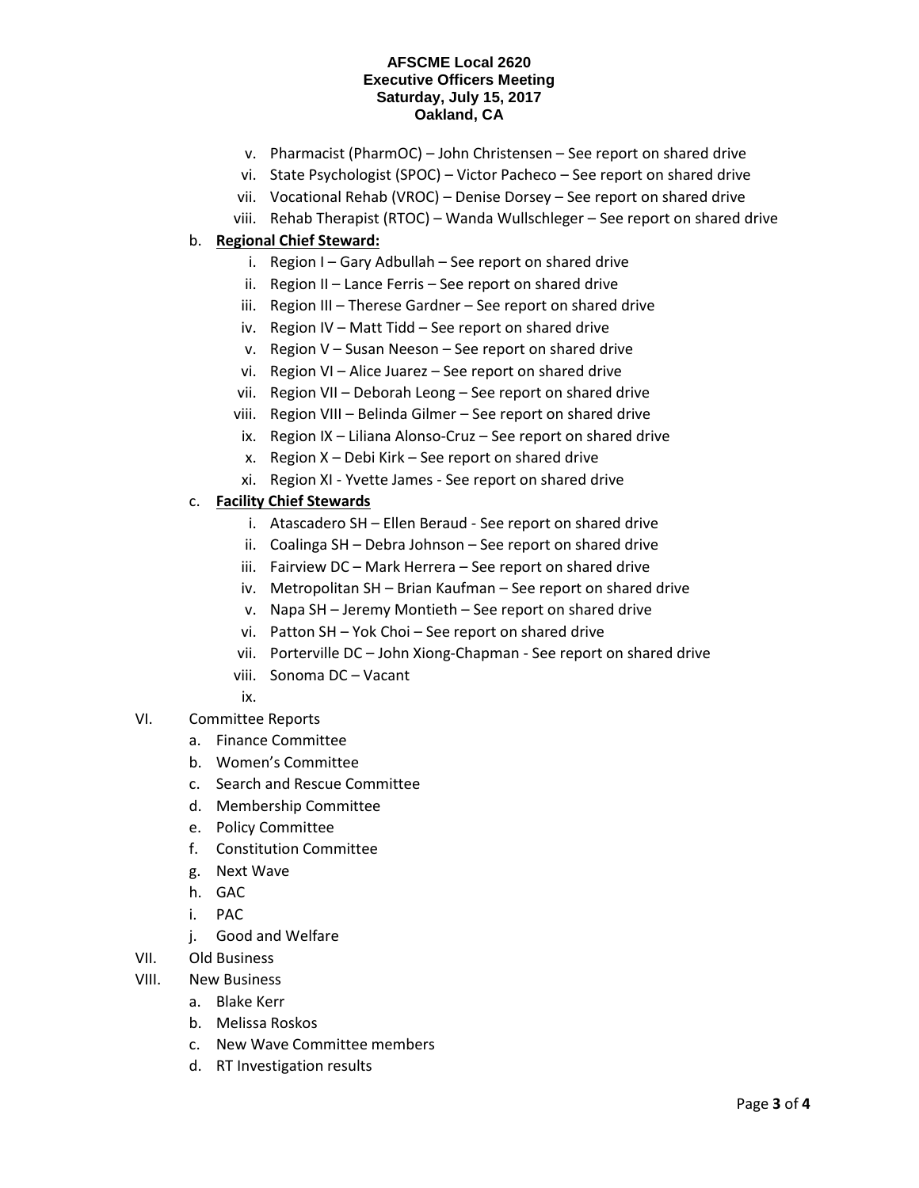**AFSCME Local 2620**
**Executive Officers Meeting**
**Saturday, July 15, 2017**
**Oakland, CA**

- v. Pharmacist (PharmOC) – John Christensen – See report on shared drive
- vi. State Psychologist (SPOC) – Victor Pacheco – See report on shared drive
- vii. Vocational Rehab (VROC) – Denise Dorsey – See report on shared drive
- viii. Rehab Therapist (RTOC) – Wanda Wullschleger – See report on shared drive

b. **<u>Regional Chief Steward:</u>**

- i. Region I – Gary Adbullah – See report on shared drive
- ii. Region II – Lance Ferris – See report on shared drive
- iii. Region III – Therese Gardner – See report on shared drive
- iv. Region IV – Matt Tidd – See report on shared drive
- v. Region V – Susan Neeson – See report on shared drive
- vi. Region VI – Alice Juarez – See report on shared drive
- vii. Region VII – Deborah Leong – See report on shared drive
- viii. Region VIII – Belinda Gilmer – See report on shared drive
- ix. Region IX – Liliana Alonso-Cruz – See report on shared drive
- x. Region X – Debi Kirk – See report on shared drive
- xi. Region XI - Yvette James - See report on shared drive

c. **<u>Facility Chief Stewards</u>**

- i. Atascadero SH – Ellen Beraud - See report on shared drive
- ii. Coalinga SH – Debra Johnson – See report on shared drive
- iii. Fairview DC – Mark Herrera – See report on shared drive
- iv. Metropolitan SH – Brian Kaufman – See report on shared drive
- v. Napa SH – Jeremy Montieth – See report on shared drive
- vi. Patton SH – Yok Choi – See report on shared drive
- vii. Porterville DC – John Xiong-Chapman - See report on shared drive
- viii. Sonoma DC – Vacant
- ix.

VI. Committee Reports

- a. Finance Committee
- b. Women's Committee
- c. Search and Rescue Committee
- d. Membership Committee
- e. Policy Committee
- f. Constitution Committee
- g. Next Wave
- h. GAC
- i. PAC
- j. Good and Welfare

VII. Old Business

VIII. New Business

- a. Blake Kerr
- b. Melissa Roskos
- c. New Wave Committee members
- d. RT Investigation results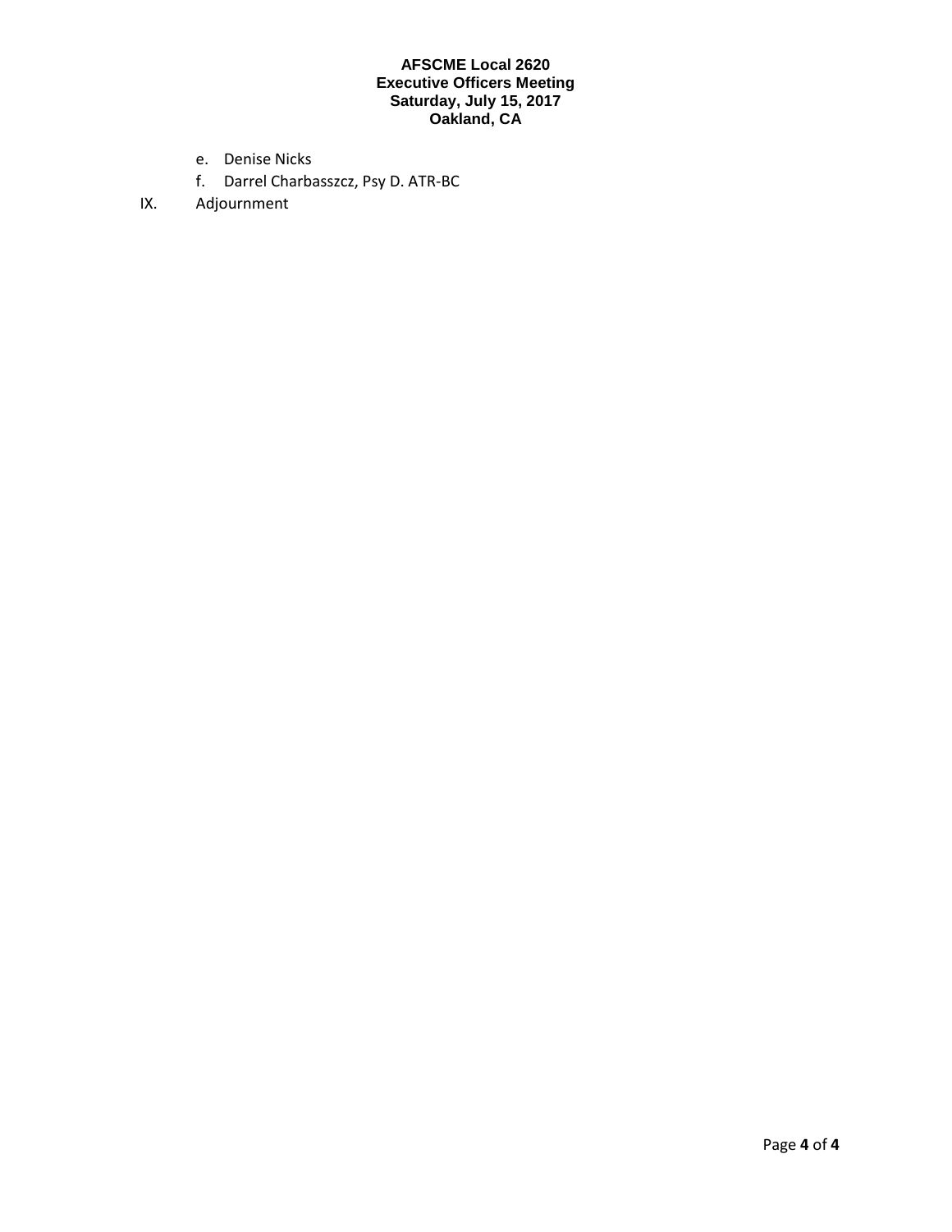e. Denise Nicks
f. Darrel Charbasszcz, Psy D. ATR-BC

IX. Adjournment